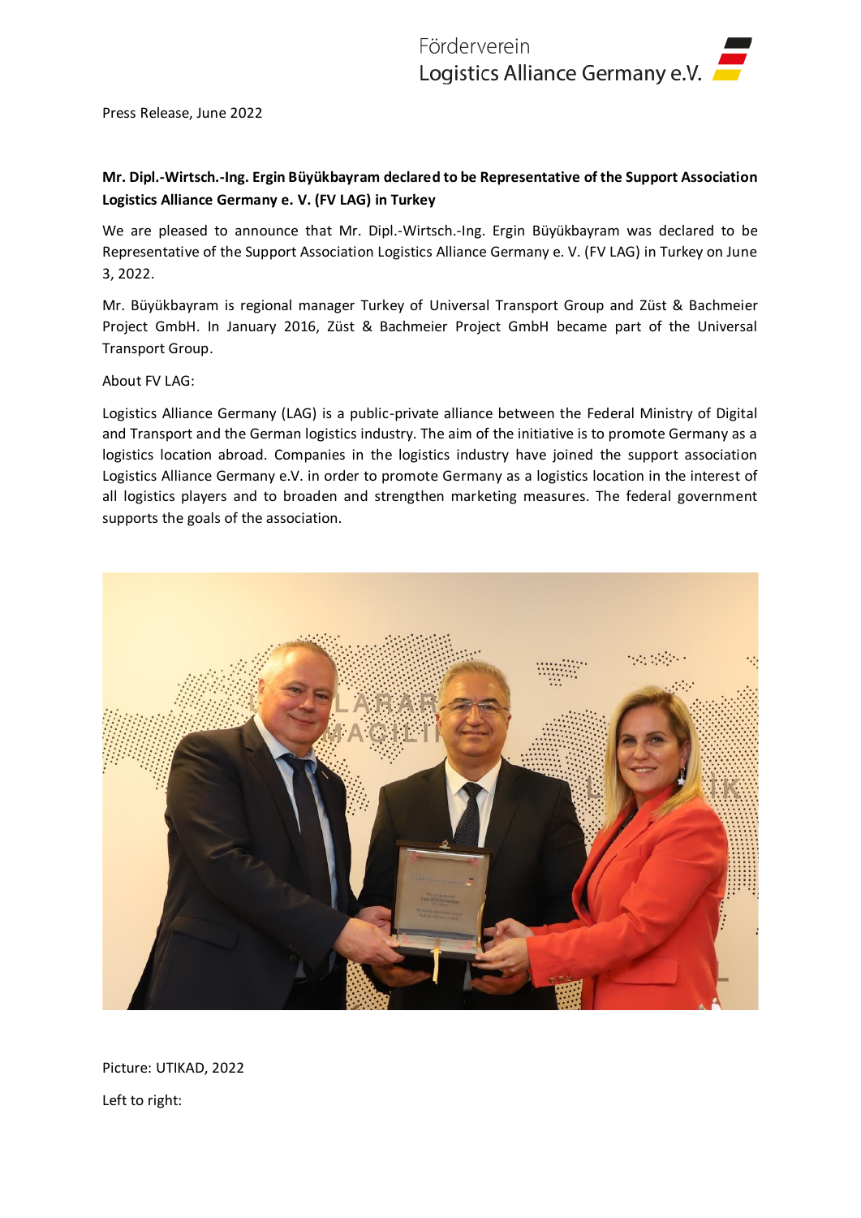Förderverein
Logistics Alliance Germany e.V.

Press Release, June 2022

**Mr. Dipl.-Wirtsch.-Ing. Ergin Büyükbayram declared to be Representative of the Support Association Logistics Alliance Germany e. V. (FV LAG) in Turkey**

We are pleased to announce that Mr. Dipl.-Wirtsch.-Ing. Ergin Büyükbayram was declared to be Representative of the Support Association Logistics Alliance Germany e. V. (FV LAG) in Turkey on June 3, 2022.

Mr. Büyükbayram is regional manager Turkey of Universal Transport Group and Züst & Bachmeier Project GmbH. In January 2016, Züst & Bachmeier Project GmbH became part of the Universal Transport Group.

About FV LAG:

Logistics Alliance Germany (LAG) is a public-private alliance between the Federal Ministry of Digital and Transport and the German logistics industry. The aim of the initiative is to promote Germany as a logistics location abroad. Companies in the logistics industry have joined the support association Logistics Alliance Germany e.V. in order to promote Germany as a logistics location in the interest of all logistics players and to broaden and strengthen marketing measures. The federal government supports the goals of the association.

Picture: UTIKAD, 2022

Left to right: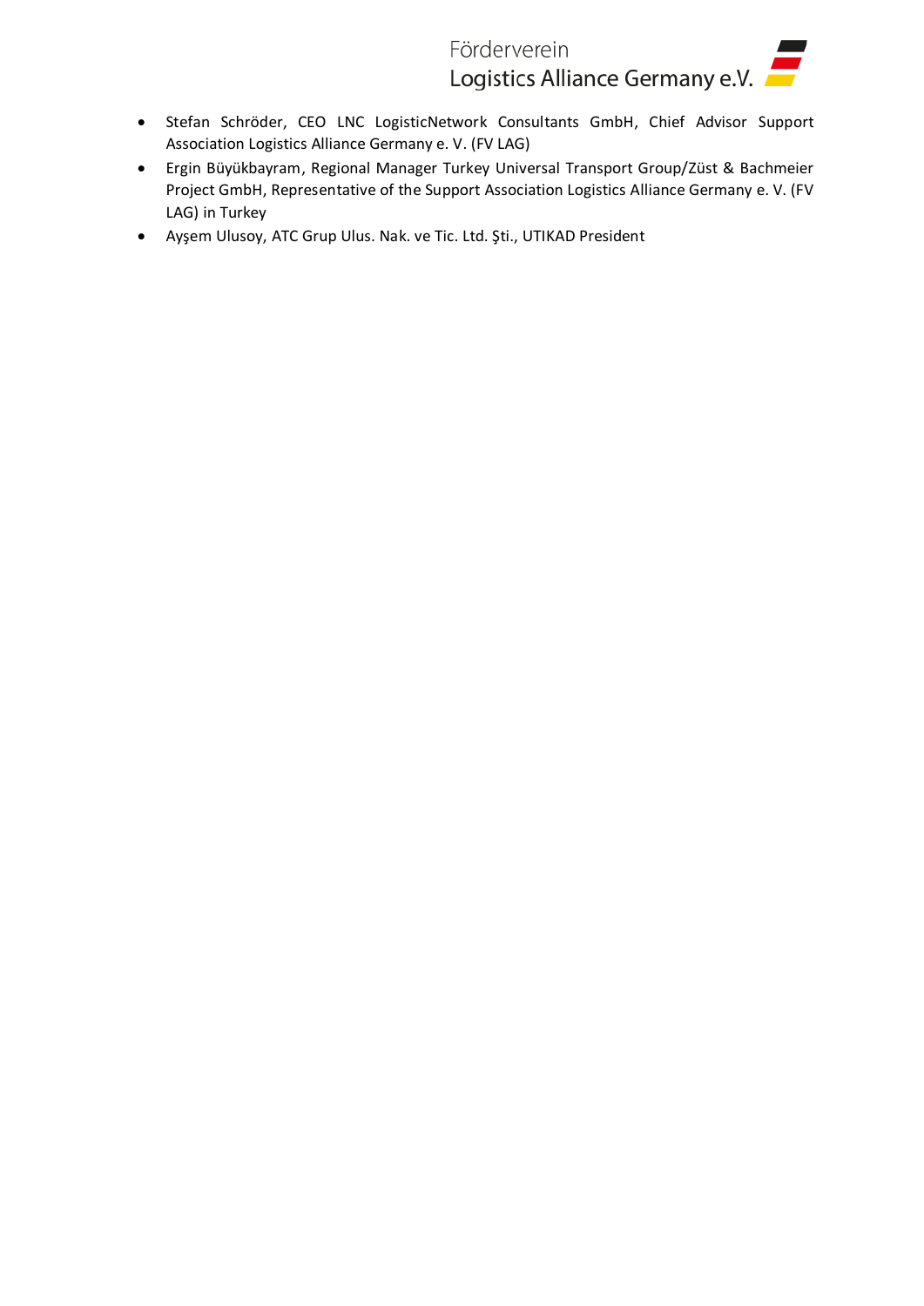- Stefan Schröder, CEO LNC LogisticNetwork Consultants GmbH, Chief Advisor Support Association Logistics Alliance Germany e. V. (FV LAG)
- Ergin Büyükbayram, Regional Manager Turkey Universal Transport Group/Züst & Bachmeier Project GmbH, Representative of the Support Association Logistics Alliance Germany e. V. (FV LAG) in Turkey
- Ayşem Ulusoy, ATC Grup Ulus. Nak. ve Tic. Ltd. Şti., UTIKAD President